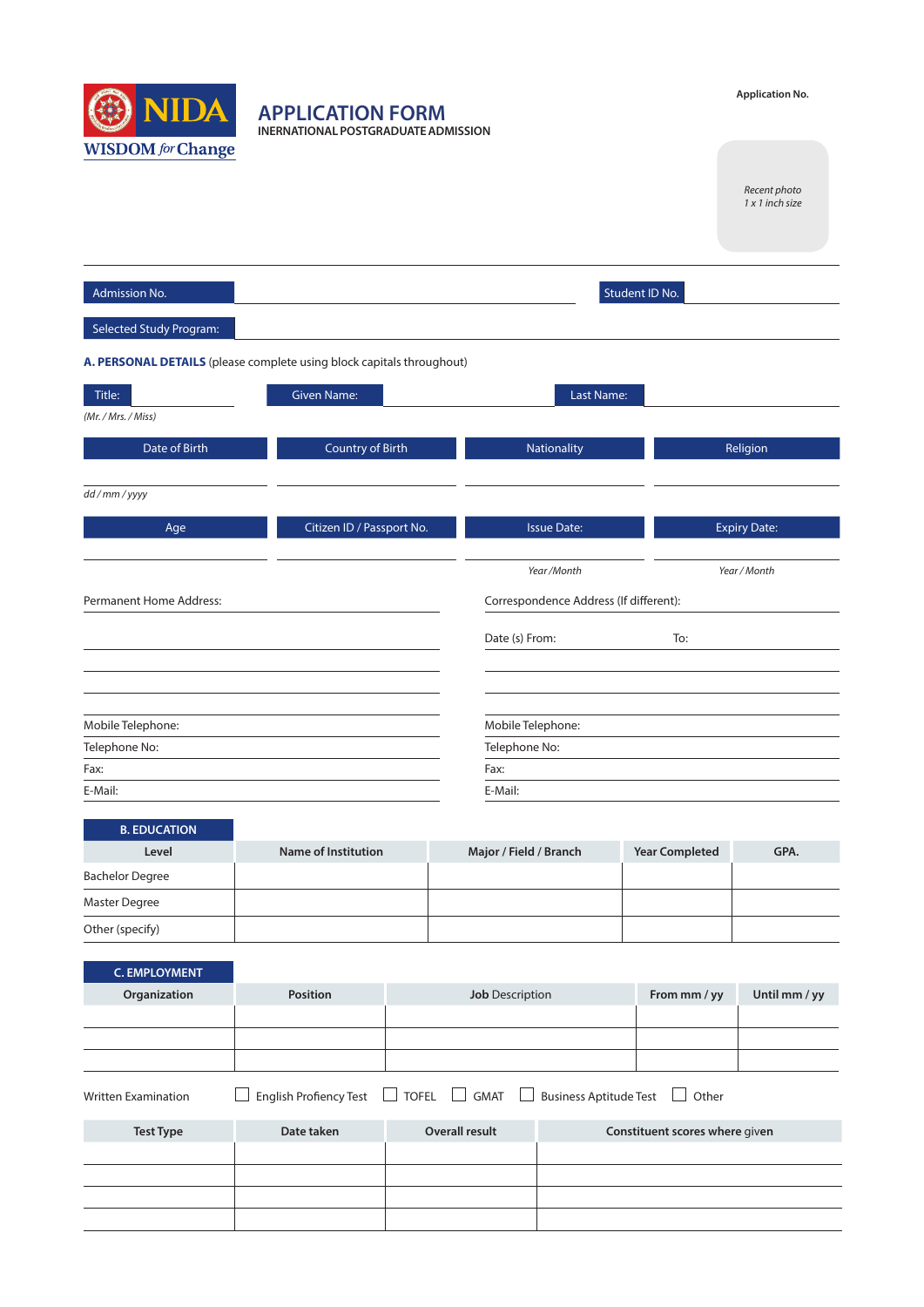NIDA
WISDOM *for* Change

# APPLICATION FORM
INERNATIONAL POSTGRADUATE ADMISSION

Application No.

*Recent photo*
*1 x 1 inch size*

Admission No. ______________________ Student ID No. ______________

Selected Study Program: ______________________

## A. PERSONAL DETAILS (please complete using block capitals throughout)

Title: ________ Given Name: ________ Last Name: ________
*(Mr. / Mrs. / Miss)*

| Date of Birth | Country of Birth | Nationality | Religion |
|---|---|---|---|
| | | | |
| *dd / mm / yyyy* | | | |

| Age | Citizen ID / Passport No. | Issue Date: | Expiry Date: |
|---|---|---|---|
| | | | |
| | | *Year /Month* | *Year / Month* |

Permanent Home Address: ______________________

Correspondence Address (If different): ______________________

Date (s) From: ________ To: ________

| | |
|---|---|
| Mobile Telephone: | Mobile Telephone: |
| Telephone No: | Telephone No: |
| Fax: | Fax: |
| E-Mail: | E-Mail: |

## B. EDUCATION

| Level | Name of Institution | Major / Field / Branch | Year Completed | GPA. |
|---|---|---|---|---|
| Bachelor Degree | | | | |
| Master Degree | | | | |
| Other (specify) | | | | |

## C. EMPLOYMENT

| Organization | Position | Job Description | From mm / yy | Until mm / yy |
|---|---|---|---|---|
| | | | | |
| | | | | |
| | | | | |

Written Examination ☐ English Profiency Test ☐ TOFEL ☐ GMAT ☐ Business Aptitude Test ☐ Other

| Test Type | Date taken | Overall result | Constituent scores where given |
|---|---|---|---|
| | | | |
| | | | |
| | | | |
| | | | |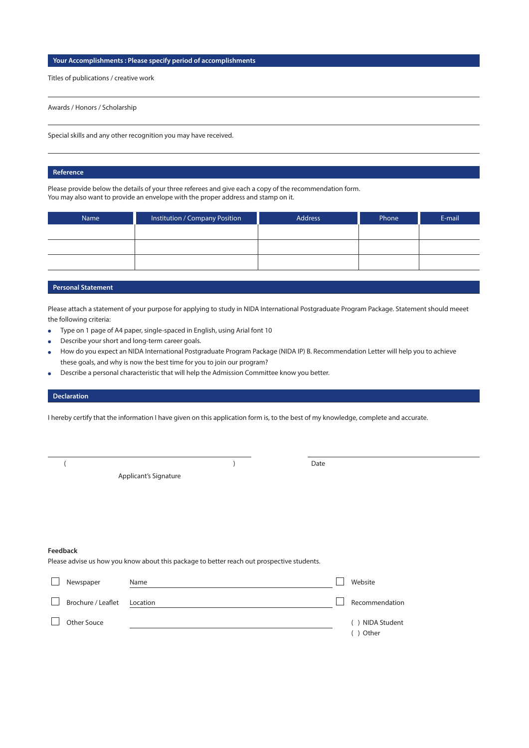## Your Accomplishments : Please specify period of accomplishments

Titles of publications / creative work

---

Awards / Honors / Scholarship

---

Special skills and any other recognition you may have received.

---

## Reference

Please provide below the details of your three referees and give each a copy of the recommendation form.
You may also want to provide an envelope with the proper address and stamp on it.

| Name | Institution / Company Position | Address | Phone | E-mail |
|---|---|---|---|---|
| | | | | |
| | | | | |
| | | | | |

## Personal Statement

Please attach a statement of your purpose for applying to study in NIDA International Postgraduate Program Package. Statement should meeet the following criteria:

- Type on 1 page of A4 paper, single-spaced in English, using Arial font 10
- Describe your short and long-term career goals.
- How do you expect an NIDA International Postgraduate Program Package (NIDA IP) B. Recommendation Letter will help you to achieve these goals, and why is now the best time for you to join our program?
- Describe a personal characteristic that will help the Admission Committee know you better.

## Declaration

I hereby certify that the information I have given on this application form is, to the best of my knowledge, complete and accurate.

( ) Date

Applicant's Signature

**Feedback**

Please advise us how you know about this package to better reach out prospective students.

- ☐ Newspaper Name ____________________
- ☐ Brochure / Leaflet Location ____________________
- ☐ Other Souce ____________________
- ☐ Website
- ☐ Recommendation
  - ( ) NIDA Student
  - ( ) Other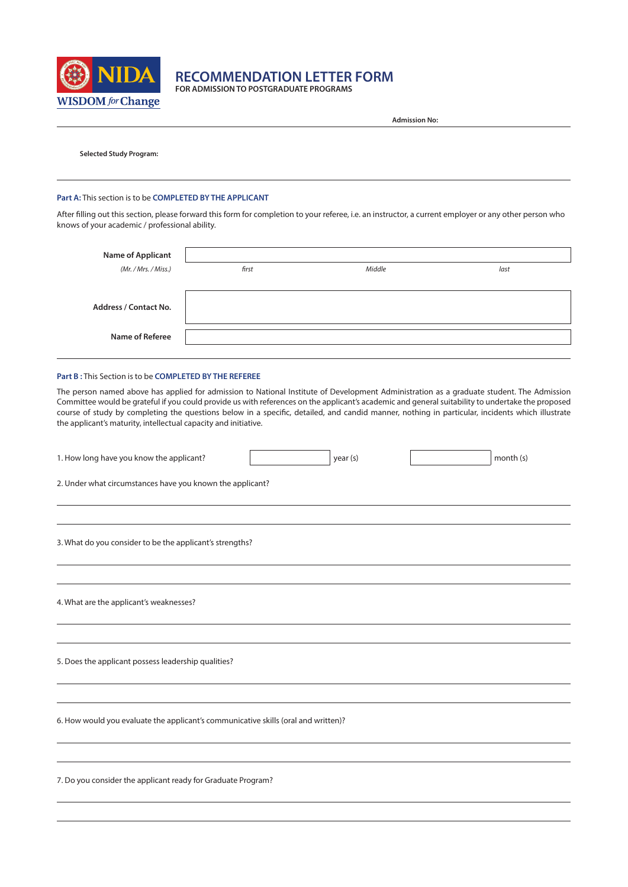NIDA

WISDOM *for* Change

# RECOMMENDATION LETTER FORM

**FOR ADMISSION TO POSTGRADUATE PROGRAMS**

**Admission No:**

---

**Selected Study Program:**

---

**Part A:** This section is to be **COMPLETED BY THE APPLICANT**

After filling out this section, please forward this form for completion to your referee, i.e. an instructor, a current employer or any other person who knows of your academic / professional ability.

**Name of Applicant**
*(Mr. / Mrs. / Miss.)*

| *first* | *Middle* | *last* |
|---|---|---|
| | | |

**Address / Contact No.**

**Name of Referee**

---

**Part B :** This Section is to be **COMPLETED BY THE REFEREE**

The person named above has applied for admission to National Institute of Development Administration as a graduate student. The Admission Committee would be grateful if you could provide us with references on the applicant's academic and general suitability to undertake the proposed course of study by completing the questions below in a specific, detailed, and candid manner, nothing in particular, incidents which illustrate the applicant's maturity, intellectual capacity and initiative.

1. How long have you know the applicant? ________ year (s) ________ month (s)

2. Under what circumstances have you known the applicant?

3. What do you consider to be the applicant's strengths?

4. What are the applicant's weaknesses?

5. Does the applicant possess leadership qualities?

6. How would you evaluate the applicant's communicative skills (oral and written)?

7. Do you consider the applicant ready for Graduate Program?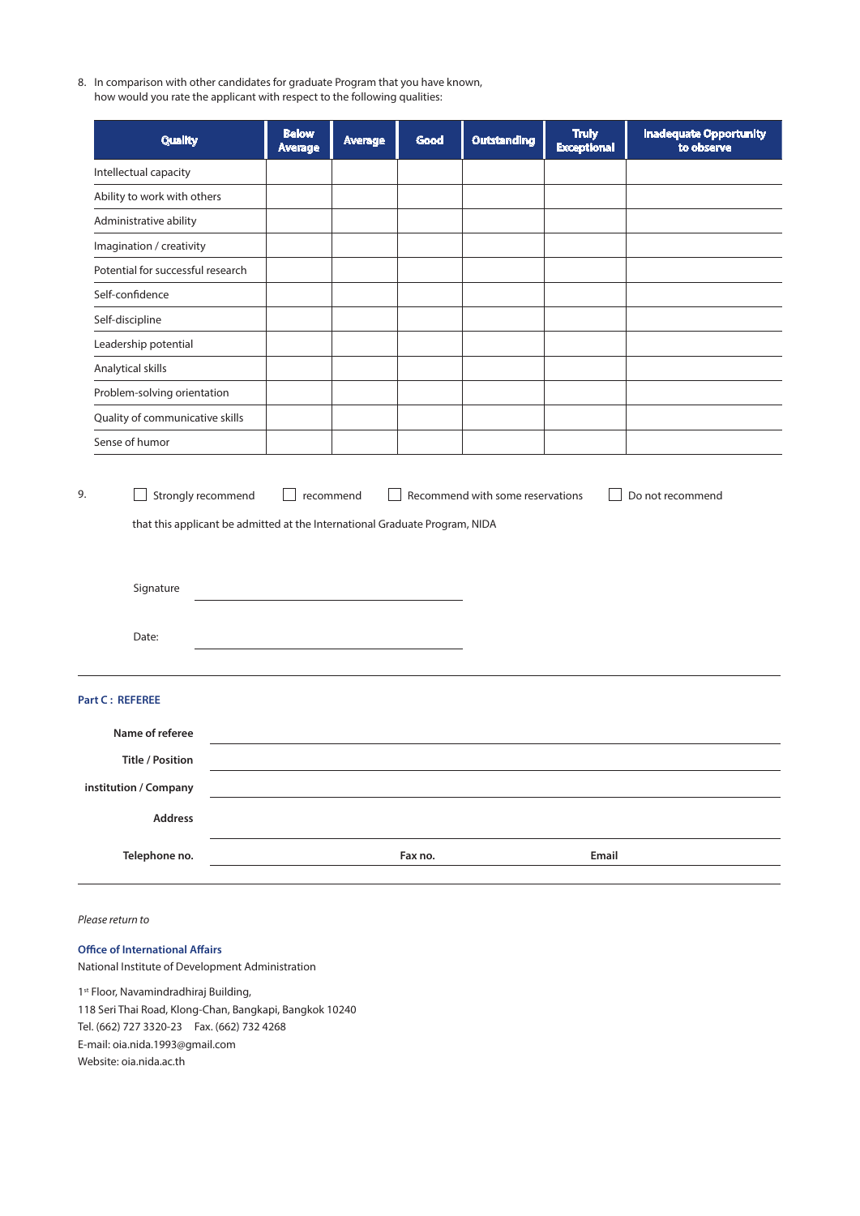8. In comparison with other candidates for graduate Program that you have known, how would you rate the applicant with respect to the following qualities:

| Quality | Below Average | Average | Good | Outstanding | Truly Exceptional | Inadequate Opportunity to observe |
|---|---|---|---|---|---|---|
| Intellectual capacity | | | | | | |
| Ability to work with others | | | | | | |
| Administrative ability | | | | | | |
| Imagination / creativity | | | | | | |
| Potential for successful research | | | | | | |
| Self-confidence | | | | | | |
| Self-discipline | | | | | | |
| Leadership potential | | | | | | |
| Analytical skills | | | | | | |
| Problem-solving orientation | | | | | | |
| Quality of communicative skills | | | | | | |
| Sense of humor | | | | | | |

9. ☐ Strongly recommend ☐ recommend ☐ Recommend with some reservations ☐ Do not recommend

that this applicant be admitted at the International Graduate Program, NIDA

Signature ______________________________

Date: ______________________________

---

**Part C : REFEREE**

**Name of referee** ______________________________

**Title / Position** ______________________________

**institution / Company** ______________________________

**Address** ______________________________

**Telephone no.** ______________ **Fax no.** ______________ **Email** ______________

---

*Please return to*

**Office of International Affairs**
National Institute of Development Administration

1st Floor, Navamindradhiraj Building,
118 Seri Thai Road, Klong-Chan, Bangkapi, Bangkok 10240
Tel. (662) 727 3320-23 Fax. (662) 732 4268
E-mail: oia.nida.1993@gmail.com
Website: oia.nida.ac.th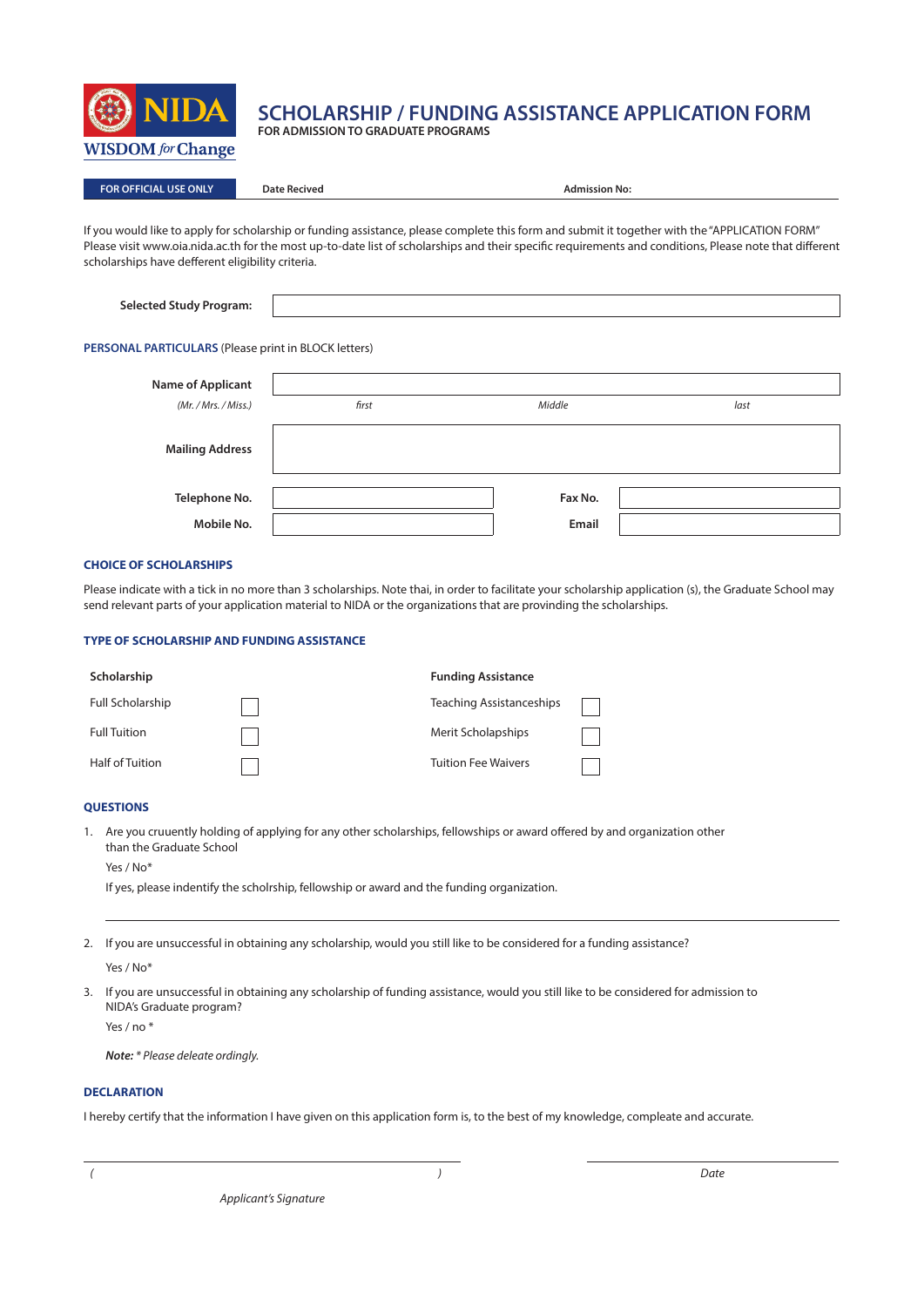NIDA
WISDOM *for* Change

# SCHOLARSHIP / FUNDING ASSISTANCE APPLICATION FORM

**FOR ADMISSION TO GRADUATE PROGRAMS**

| FOR OFFICIAL USE ONLY | Date Recived | Admission No: |
|---|---|---|

If you would like to apply for scholarship or funding assistance, please complete this form and submit it together with the "APPLICATION FORM" Please visit www.oia.nida.ac.th for the most up-to-date list of scholarships and their specific requirements and conditions, Please note that different scholarships have defferent eligibility criteria.

**Selected Study Program:**

**PERSONAL PARTICULARS** (Please print in BLOCK letters)

**Name of Applicant**
*(Mr. / Mrs. / Miss.)* *first* *Middle* *last*

**Mailing Address**

**Telephone No.** **Fax No.**

**Mobile No.** **Email**

## CHOICE OF SCHOLARSHIPS

Please indicate with a tick in no more than 3 scholarships. Note thai, in order to facilitate your scholarship application (s), the Graduate School may send relevant parts of your application material to NIDA or the organizations that are providing the scholarships.

## TYPE OF SCHOLARSHIP AND FUNDING ASSISTANCE

| **Scholarship** | | **Funding Assistance** | |
|---|---|---|---|
| Full Scholarship | ☐ | Teaching Assistanceships | ☐ |
| Full Tuition | ☐ | Merit Scholapships | ☐ |
| Half of Tuition | ☐ | Tuition Fee Waivers | ☐ |

## QUESTIONS

1. Are you cruuently holding of applying for any other scholarships, fellowships or award offered by and organization other than the Graduate School

   Yes / No*

   If yes, please indentify the scholrship, fellowship or award and the funding organization.

   ______________________________

2. If you are unsuccessful in obtaining any scholarship, would you still like to be considered for a funding assistance?

   Yes / No*

3. If you are unsuccessful in obtaining any scholarship of funding assistance, would you still like to be considered for admission to NIDA's Graduate program?

   Yes / no *

   ***Note:*** *\* Please deleate ordingly.*

## DECLARATION

I hereby certify that the information I have given on this application form is, to the best of my knowledge, compleate and accurate.

( ______________________________ ) ______________________________
*Applicant's Signature* *Date*